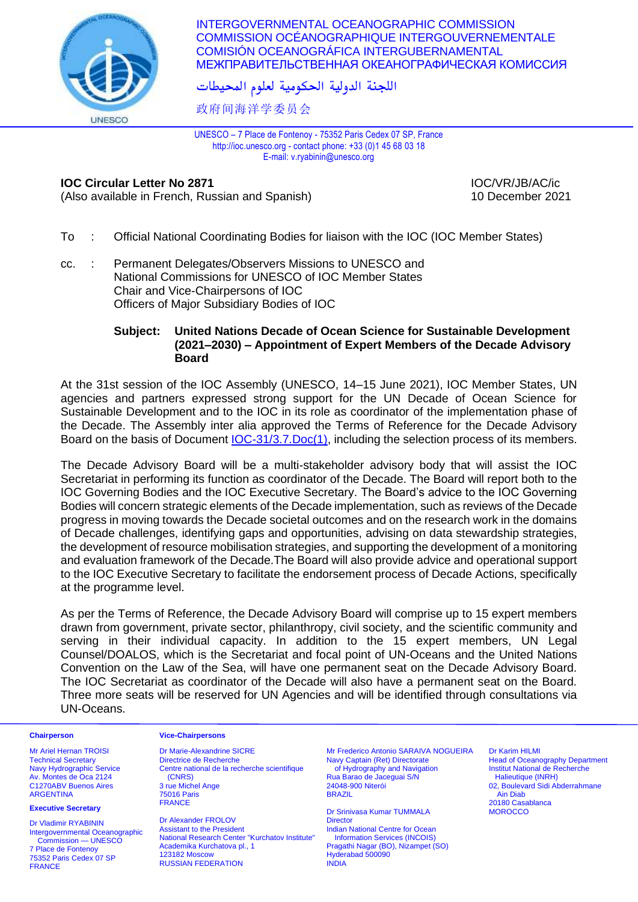INTERGOVERNMENTAL OCEANOGRAPHIC COMMISSION
COMMISSION OCÉANOGRAPHIQUE INTERGOUVERNEMENTALE
COMISIÓN OCEANOGRÁFICA INTERGUBERNAMENTAL
МЕЖПРАВИТЕЛЬСТВЕННАЯ ОКЕАНОГРАФИЧЕСКАЯ КОМИССИЯ

اللجنة الدولية الحكومية لعلوم المحيطات

政府间海洋学委员会

UNESCO – 7 Place de Fontenoy - 75352 Paris Cedex 07 SP, France
http://ioc.unesco.org - contact phone: +33 (0)1 45 68 03 18
E-mail: v.ryabinin@unesco.org

**IOC Circular Letter No 2871**
(Also available in French, Russian and Spanish)

IOC/VR/JB/AC/ic
10 December 2021

To : Official National Coordinating Bodies for liaison with the IOC (IOC Member States)

cc. : Permanent Delegates/Observers Missions to UNESCO and
National Commissions for UNESCO of IOC Member States
Chair and Vice-Chairpersons of IOC
Officers of Major Subsidiary Bodies of IOC

**Subject: United Nations Decade of Ocean Science for Sustainable Development (2021–2030) – Appointment of Expert Members of the Decade Advisory Board**

At the 31st session of the IOC Assembly (UNESCO, 14–15 June 2021), IOC Member States, UN agencies and partners expressed strong support for the UN Decade of Ocean Science for Sustainable Development and to the IOC in its role as coordinator of the implementation phase of the Decade. The Assembly inter alia approved the Terms of Reference for the Decade Advisory Board on the basis of Document IOC-31/3.7.Doc(1), including the selection process of its members.

The Decade Advisory Board will be a multi-stakeholder advisory body that will assist the IOC Secretariat in performing its function as coordinator of the Decade. The Board will report both to the IOC Governing Bodies and the IOC Executive Secretary. The Board's advice to the IOC Governing Bodies will concern strategic elements of the Decade implementation, such as reviews of the Decade progress in moving towards the Decade societal outcomes and on the research work in the domains of Decade challenges, identifying gaps and opportunities, advising on data stewardship strategies, the development of resource mobilisation strategies, and supporting the development of a monitoring and evaluation framework of the Decade.The Board will also provide advice and operational support to the IOC Executive Secretary to facilitate the endorsement process of Decade Actions, specifically at the programme level.

As per the Terms of Reference, the Decade Advisory Board will comprise up to 15 expert members drawn from government, private sector, philanthropy, civil society, and the scientific community and serving in their individual capacity. In addition to the 15 expert members, UN Legal Counsel/DOALOS, which is the Secretariat and focal point of UN-Oceans and the United Nations Convention on the Law of the Sea, will have one permanent seat on the Decade Advisory Board. The IOC Secretariat as coordinator of the Decade will also have a permanent seat on the Board. Three more seats will be reserved for UN Agencies and will be identified through consultations via UN-Oceans.

**Chairperson**

Mr Ariel Hernan TROISI
Technical Secretary
Navy Hydrographic Service
Av. Montes de Oca 2124
C1270ABV Buenos Aires
ARGENTINA

**Executive Secretary**

Dr Vladimir RYABININ
Intergovernmental Oceanographic Commission — UNESCO
7 Place de Fontenoy
75352 Paris Cedex 07 SP
FRANCE

**Vice-Chairpersons**

Dr Marie-Alexandrine SICRE
Directrice de Recherche
Centre national de la recherche scientifique (CNRS)
3 rue Michel Ange
75016 Paris
FRANCE

Dr Alexander FROLOV
Assistant to the President
National Research Center "Kurchatov Institute"
Academika Kurchatova pl., 1
123182 Moscow
RUSSIAN FEDERATION

Mr Frederico Antonio SARAIVA NOGUEIRA
Navy Captain (Ret) Directorate of Hydrography and Navigation
Rua Barao de Jaceguai S/N
24048-900 Niterói
BRAZIL

Dr Srinivasa Kumar TUMMALA
Director
Indian National Centre for Ocean Information Services (INCOIS)
Pragathi Nagar (BO), Nizampet (SO)
Hyderabad 500090
INDIA

Dr Karim HILMI
Head of Oceanography Department
Institut National de Recherche Halieutique (INRH)
02, Boulevard Sidi Abderrhamne Ain Diab
20180 Casablanca
MOROCCO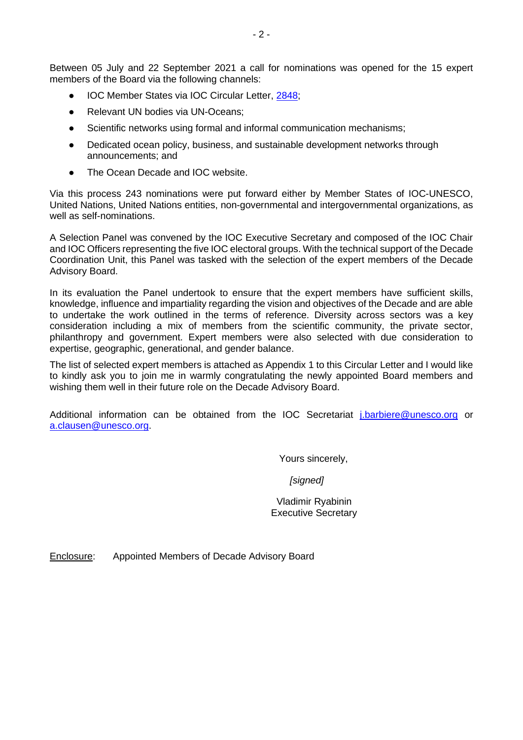Between 05 July and 22 September 2021 a call for nominations was opened for the 15 expert members of the Board via the following channels:

- IOC Member States via IOC Circular Letter, 2848;
- Relevant UN bodies via UN-Oceans;
- Scientific networks using formal and informal communication mechanisms;
- Dedicated ocean policy, business, and sustainable development networks through announcements; and
- The Ocean Decade and IOC website.

Via this process 243 nominations were put forward either by Member States of IOC-UNESCO, United Nations, United Nations entities, non-governmental and intergovernmental organizations, as well as self-nominations.

A Selection Panel was convened by the IOC Executive Secretary and composed of the IOC Chair and IOC Officers representing the five IOC electoral groups. With the technical support of the Decade Coordination Unit, this Panel was tasked with the selection of the expert members of the Decade Advisory Board.

In its evaluation the Panel undertook to ensure that the expert members have sufficient skills, knowledge, influence and impartiality regarding the vision and objectives of the Decade and are able to undertake the work outlined in the terms of reference. Diversity across sectors was a key consideration including a mix of members from the scientific community, the private sector, philanthropy and government. Expert members were also selected with due consideration to expertise, geographic, generational, and gender balance.

The list of selected expert members is attached as Appendix 1 to this Circular Letter and I would like to kindly ask you to join me in warmly congratulating the newly appointed Board members and wishing them well in their future role on the Decade Advisory Board.

Additional information can be obtained from the IOC Secretariat j.barbiere@unesco.org or a.clausen@unesco.org.

Yours sincerely,

*[signed]*

Vladimir Ryabinin
Executive Secretary

Enclosure: Appointed Members of Decade Advisory Board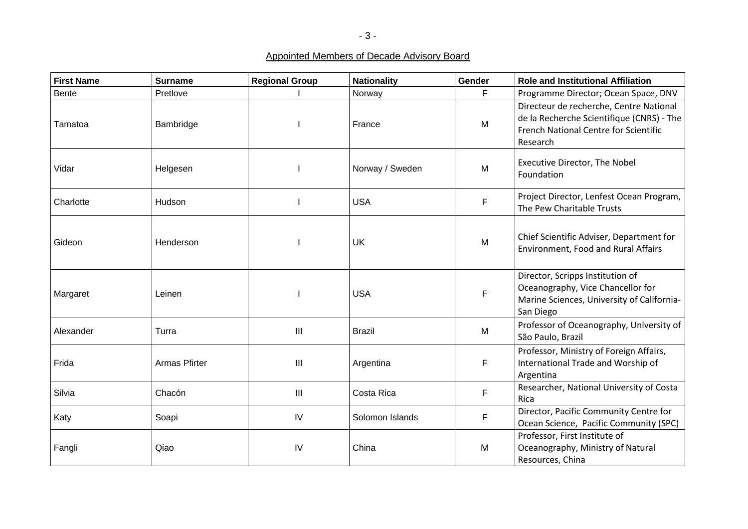Appointed Members of Decade Advisory Board

| First Name | Surname | Regional Group | Nationality | Gender | Role and Institutional Affiliation |
|---|---|---|---|---|---|
| Bente | Pretlove | I | Norway | F | Programme Director; Ocean Space, DNV |
| Tamatoa | Bambridge | I | France | M | Directeur de recherche, Centre National de la Recherche Scientifique (CNRS) - The French National Centre for Scientific Research |
| Vidar | Helgesen | I | Norway / Sweden | M | Executive Director, The Nobel Foundation |
| Charlotte | Hudson | I | USA | F | Project Director, Lenfest Ocean Program, The Pew Charitable Trusts |
| Gideon | Henderson | I | UK | M | Chief Scientific Adviser, Department for Environment, Food and Rural Affairs |
| Margaret | Leinen | I | USA | F | Director, Scripps Institution of Oceanography, Vice Chancellor for Marine Sciences, University of California-San Diego |
| Alexander | Turra | III | Brazil | M | Professor of Oceanography, University of São Paulo, Brazil |
| Frida | Armas Pfirter | III | Argentina | F | Professor, Ministry of Foreign Affairs, International Trade and Worship of Argentina |
| Silvia | Chacón | III | Costa Rica | F | Researcher, National University of Costa Rica |
| Katy | Soapi | IV | Solomon Islands | F | Director, Pacific Community Centre for Ocean Science, Pacific Community (SPC) |
| Fangli | Qiao | IV | China | M | Professor, First Institute of Oceanography, Ministry of Natural Resources, China |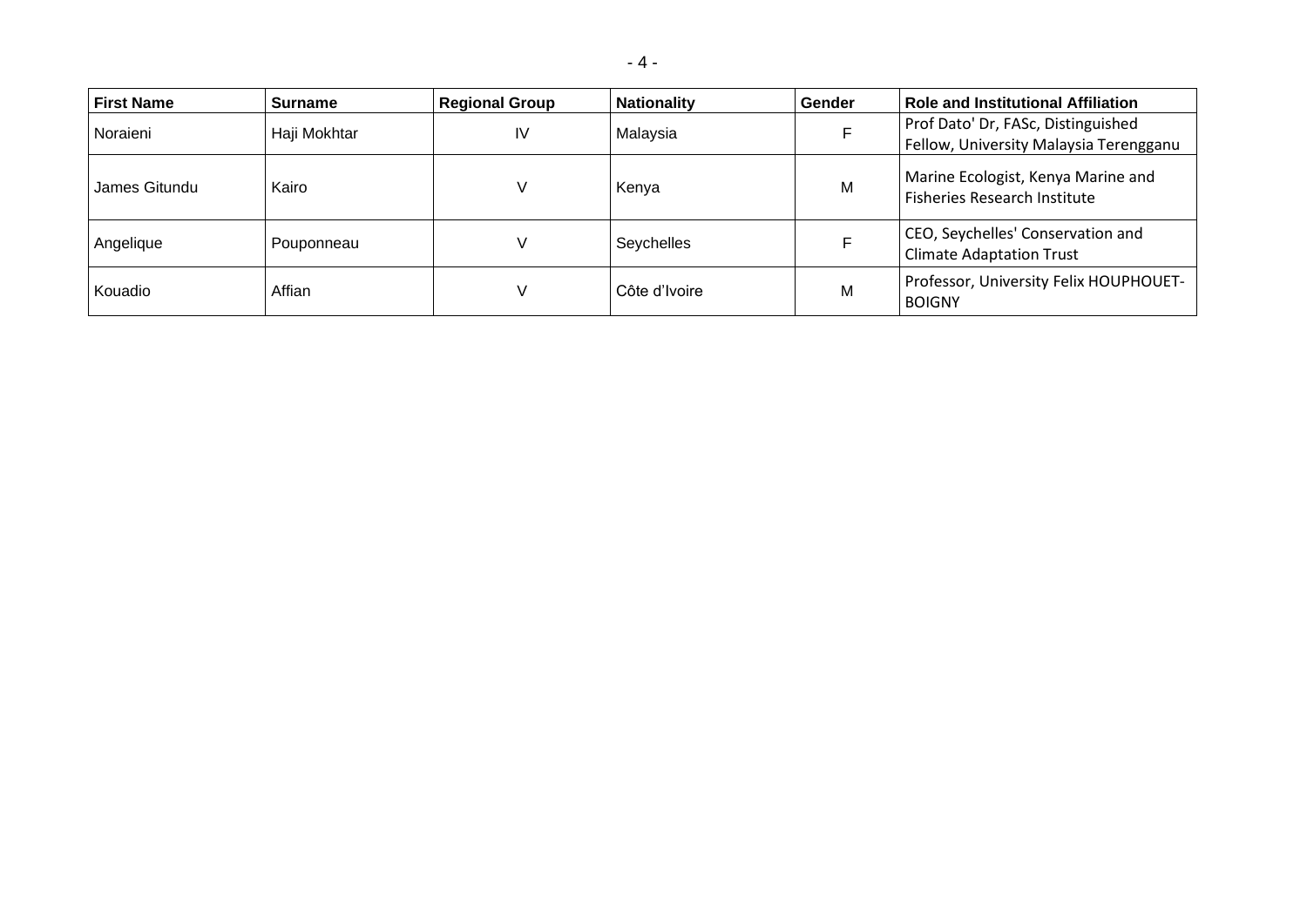| First Name | Surname | Regional Group | Nationality | Gender | Role and Institutional Affiliation |
|---|---|---|---|---|---|
| Noraieni | Haji Mokhtar | IV | Malaysia | F | Prof Dato' Dr, FASc, Distinguished Fellow, University Malaysia Terengganu |
| James Gitundu | Kairo | V | Kenya | M | Marine Ecologist, Kenya Marine and Fisheries Research Institute |
| Angelique | Pouponneau | V | Seychelles | F | CEO, Seychelles' Conservation and Climate Adaptation Trust |
| Kouadio | Affian | V | Côte d'Ivoire | M | Professor, University Felix HOUPHOUET-BOIGNY |